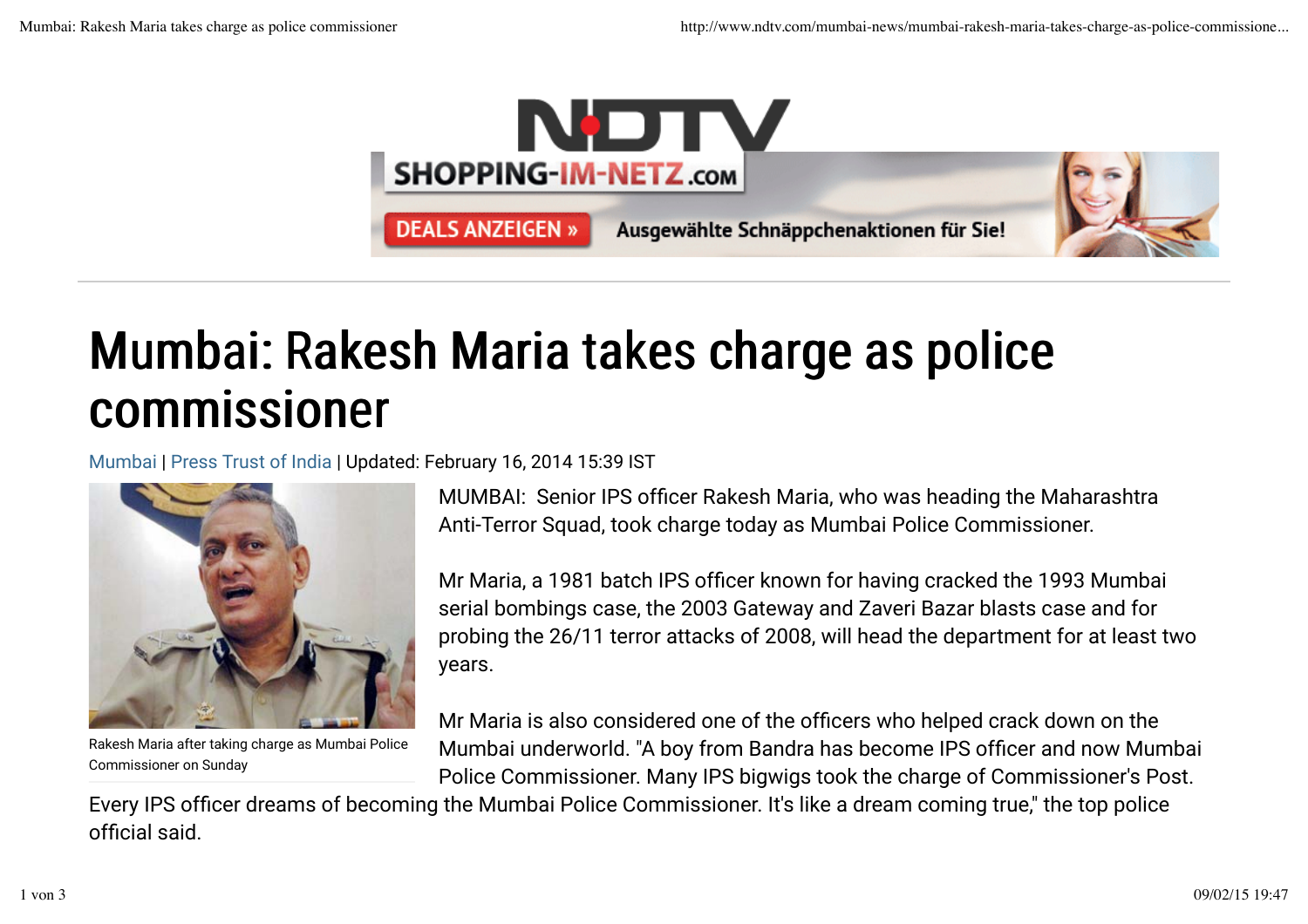# Mumbai: Rakesh Maria takes charge as police commissioner

Mumbai | Press Trust of India | Updated: February 16, 2014 15:39 IST

Rakesh Maria after taking charge as Mumbai Police Commissioner on Sunday

MUMBAI: Senior IPS officer Rakesh Maria, who was heading the Maharashtra Anti-Terror Squad, took charge today as Mumbai Police Commissioner.

Mr Maria, a 1981 batch IPS officer known for having cracked the 1993 Mumbai serial bombings case, the 2003 Gateway and Zaveri Bazar blasts case and for probing the 26/11 terror attacks of 2008, will head the department for at least two years.

Mr Maria is also considered one of the officers who helped crack down on the Mumbai underworld. "A boy from Bandra has become IPS officer and now Mumbai Police Commissioner. Many IPS bigwigs took the charge of Commissioner's Post. Every IPS officer dreams of becoming the Mumbai Police Commissioner. It's like a dream coming true," the top police official said.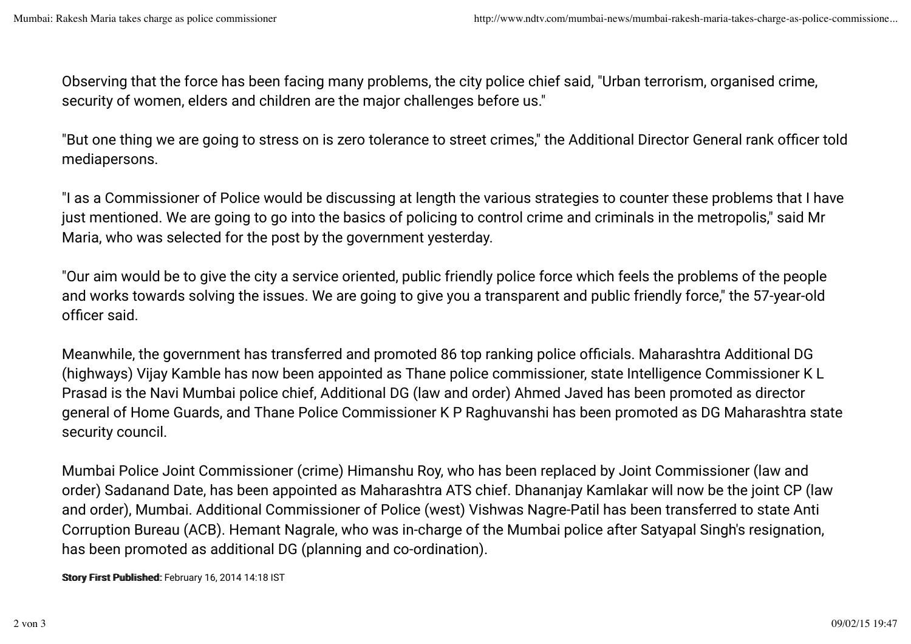Observing that the force has been facing many problems, the city police chief said, "Urban terrorism, organised crime, security of women, elders and children are the major challenges before us."

"But one thing we are going to stress on is zero tolerance to street crimes," the Additional Director General rank officer told mediapersons.

"I as a Commissioner of Police would be discussing at length the various strategies to counter these problems that I have just mentioned. We are going to go into the basics of policing to control crime and criminals in the metropolis," said Mr Maria, who was selected for the post by the government yesterday.

"Our aim would be to give the city a service oriented, public friendly police force which feels the problems of the people and works towards solving the issues. We are going to give you a transparent and public friendly force," the 57-year-old officer said.

Meanwhile, the government has transferred and promoted 86 top ranking police officials. Maharashtra Additional DG (highways) Vijay Kamble has now been appointed as Thane police commissioner, state Intelligence Commissioner K L Prasad is the Navi Mumbai police chief, Additional DG (law and order) Ahmed Javed has been promoted as director general of Home Guards, and Thane Police Commissioner K P Raghuvanshi has been promoted as DG Maharashtra state security council.

Mumbai Police Joint Commissioner (crime) Himanshu Roy, who has been replaced by Joint Commissioner (law and order) Sadanand Date, has been appointed as Maharashtra ATS chief. Dhananjay Kamlakar will now be the joint CP (law and order), Mumbai. Additional Commissioner of Police (west) Vishwas Nagre-Patil has been transferred to state Anti Corruption Bureau (ACB). Hemant Nagrale, who was in-charge of the Mumbai police after Satyapal Singh's resignation, has been promoted as additional DG (planning and co-ordination).

**Story First Published:** February 16, 2014 14:18 IST